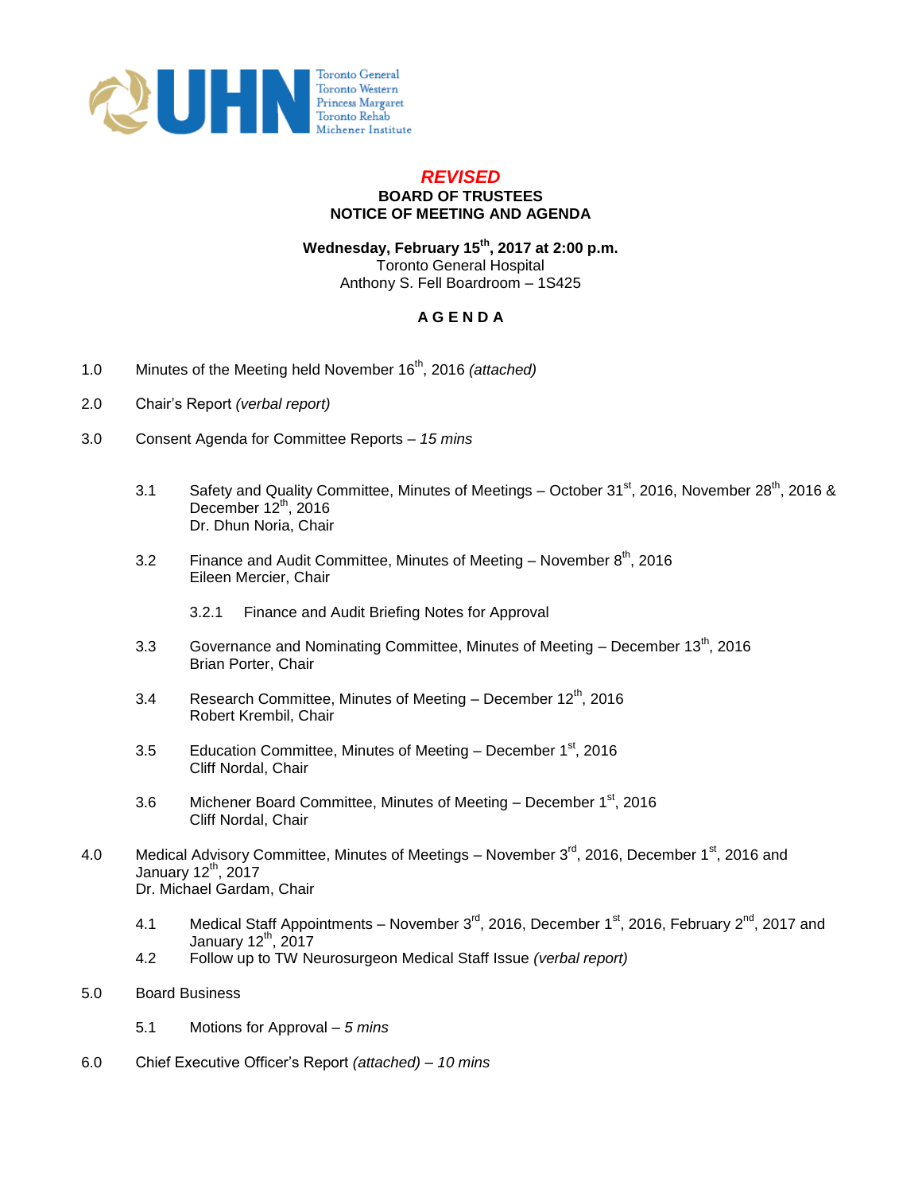# *REVISED*

## BOARD OF TRUSTEES
## NOTICE OF MEETING AND AGENDA

**Wednesday, February 15th, 2017 at 2:00 p.m.**
Toronto General Hospital
Anthony S. Fell Boardroom – 1S425

### A G E N D A

1.0 Minutes of the Meeting held November 16th, 2016 *(attached)*

2.0 Chair's Report *(verbal report)*

3.0 Consent Agenda for Committee Reports – *15 mins*

- 3.1 Safety and Quality Committee, Minutes of Meetings – October 31st, 2016, November 28th, 2016 & December 12th, 2016
  Dr. Dhun Noria, Chair

- 3.2 Finance and Audit Committee, Minutes of Meeting – November 8th, 2016
  Eileen Mercier, Chair

  - 3.2.1 Finance and Audit Briefing Notes for Approval

- 3.3 Governance and Nominating Committee, Minutes of Meeting – December 13th, 2016
  Brian Porter, Chair

- 3.4 Research Committee, Minutes of Meeting – December 12th, 2016
  Robert Krembil, Chair

- 3.5 Education Committee, Minutes of Meeting – December 1st, 2016
  Cliff Nordal, Chair

- 3.6 Michener Board Committee, Minutes of Meeting – December 1st, 2016
  Cliff Nordal, Chair

4.0 Medical Advisory Committee, Minutes of Meetings – November 3rd, 2016, December 1st, 2016 and January 12th, 2017
Dr. Michael Gardam, Chair

- 4.1 Medical Staff Appointments – November 3rd, 2016, December 1st, 2016, February 2nd, 2017 and January 12th, 2017
- 4.2 Follow up to TW Neurosurgeon Medical Staff Issue *(verbal report)*

5.0 Board Business

- 5.1 Motions for Approval – *5 mins*

6.0 Chief Executive Officer's Report *(attached) – 10 mins*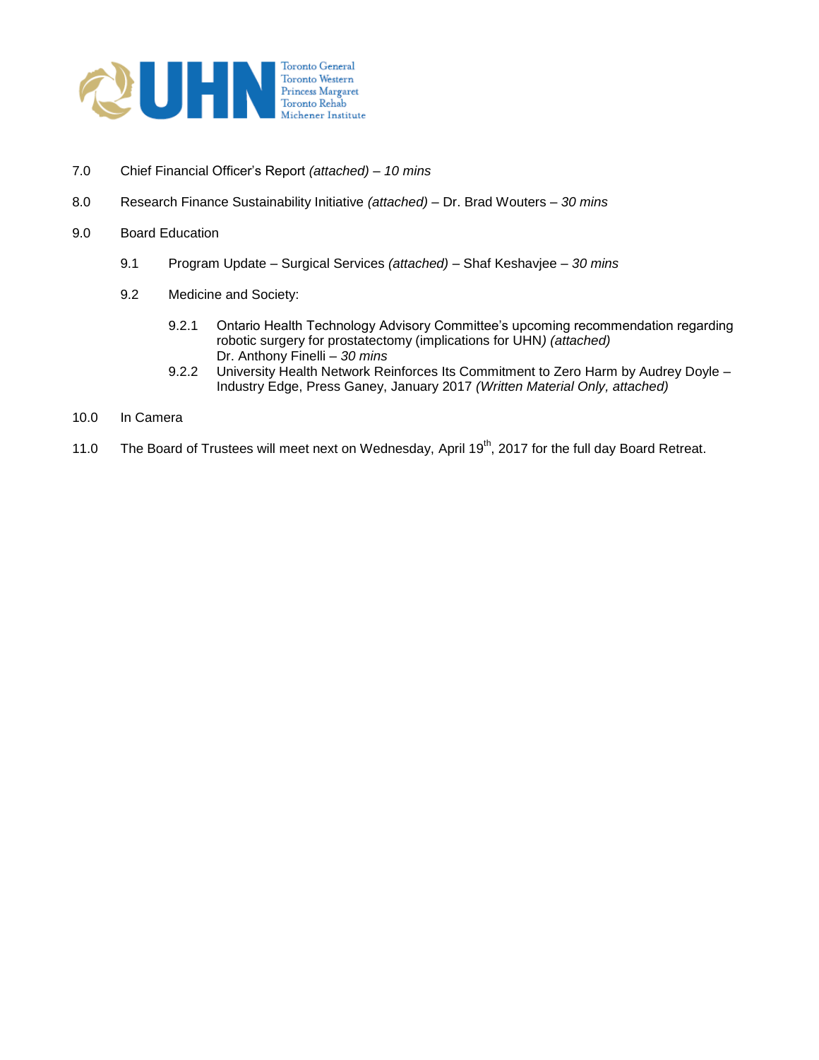7.0 Chief Financial Officer's Report *(attached) – 10 mins*

8.0 Research Finance Sustainability Initiative *(attached)* – Dr. Brad Wouters – *30 mins*

9.0 Board Education

   9.1 Program Update – Surgical Services *(attached)* – Shaf Keshavjee – *30 mins*

   9.2 Medicine and Society:

      9.2.1 Ontario Health Technology Advisory Committee's upcoming recommendation regarding robotic surgery for prostatectomy (implications for UHN*) (attached)*
      Dr. Anthony Finelli – *30 mins*

      9.2.2 University Health Network Reinforces Its Commitment to Zero Harm by Audrey Doyle – Industry Edge, Press Ganey, January 2017 *(Written Material Only, attached)*

10.0 In Camera

11.0 The Board of Trustees will meet next on Wednesday, April 19th, 2017 for the full day Board Retreat.